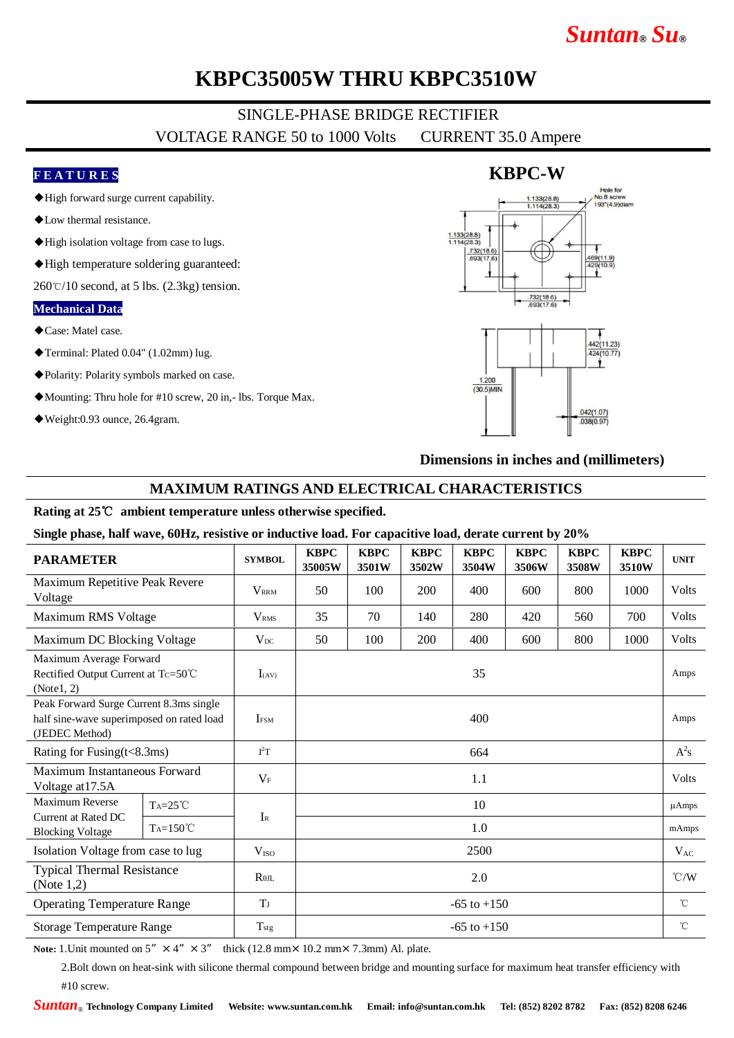Suntan® Su®

# KBPC35005W THRU KBPC3510W

SINGLE-PHASE BRIDGE RECTIFIER

VOLTAGE RANGE 50 to 1000 Volts    CURRENT 35.0 Ampere

## FEATURES

- ◆High forward surge current capability.
- ◆Low thermal resistance.
- ◆High isolation voltage from case to lugs.
- ◆High temperature soldering guaranteed:

260℃/10 second, at 5 lbs. (2.3kg) tension.

## Mechanical Data

- ◆Case: Matel case.
- ◆Terminal: Plated 0.04" (1.02mm) lug.
- ◆Polarity: Polarity symbols marked on case.
- ◆Mounting: Thru hole for #10 screw, 20 in,- lbs. Torque Max.
- ◆Weight:0.93 ounce, 26.4gram.

## KBPC-W

Hole for No.8 screw .193"(4.9)diam

1.133(28.8) 1.114(28.3)

1.133(28.8) 1.114(28.3)

.732(18.6) .693(17.6)

.469(11.9) .429(10.9)

.732(18.6) .693(17.6)

.442(11.23) .424(10.77)

1.200 (30.5)MIN

.042(1.07) .038(0.97)

**Dimensions in inches and (millimeters)**

## MAXIMUM RATINGS AND ELECTRICAL CHARACTERISTICS

**Rating at 25℃ ambient temperature unless otherwise specified.**

**Single phase, half wave, 60Hz, resistive or inductive load. For capacitive load, derate current by 20%**

| PARAMETER | | SYMBOL | KBPC 35005W | KBPC 3501W | KBPC 3502W | KBPC 3504W | KBPC 3506W | KBPC 3508W | KBPC 3510W | UNIT |
|---|---|---|---|---|---|---|---|---|---|---|
| Maximum Repetitive Peak Revere Voltage | | $V_{RRM}$ | 50 | 100 | 200 | 400 | 600 | 800 | 1000 | Volts |
| Maximum RMS Voltage | | $V_{RMS}$ | 35 | 70 | 140 | 280 | 420 | 560 | 700 | Volts |
| Maximum DC Blocking Voltage | | $V_{DC}$ | 50 | 100 | 200 | 400 | 600 | 800 | 1000 | Volts |
| Maximum Average Forward Rectified Output Current at $T_C$=50℃ (Note1, 2) | | $I_{(AV)}$ | 35 | | | | | | | Amps |
| Peak Forward Surge Current 8.3ms single half sine-wave superimposed on rated load (JEDEC Method) | | $I_{FSM}$ | 400 | | | | | | | Amps |
| Rating for Fusing(t<8.3ms) | | $I^2T$ | 664 | | | | | | | $A^2s$ |
| Maximum Instantaneous Forward Voltage at17.5A | | $V_F$ | 1.1 | | | | | | | Volts |
| Maximum Reverse Current at Rated DC Blocking Voltage | $T_A$=25℃ | $I_R$ | 10 | | | | | | | µAmps |
| | $T_A$=150℃ | | 1.0 | | | | | | | mAmps |
| Isolation Voltage from case to lug | | $V_{ISO}$ | 2500 | | | | | | | $V_{AC}$ |
| Typical Thermal Resistance (Note 1,2) | | $R_{\theta JL}$ | 2.0 | | | | | | | ℃/W |
| Operating Temperature Range | | $T_J$ | -65 to +150 | | | | | | | ℃ |
| Storage Temperature Range | | $T_{stg}$ | -65 to +150 | | | | | | | ℃ |

**Note:** 1.Unit mounted on 5" × 4" × 3" thick (12.8 mm× 10.2 mm× 7.3mm) Al. plate.

2.Bolt down on heat-sink with silicone thermal compound between bridge and mounting surface for maximum heat transfer efficiency with #10 screw.

Suntan® Technology Company Limited   Website: www.suntan.com.hk   Email: info@suntan.com.hk   Tel: (852) 8202 8782   Fax: (852) 8208 6246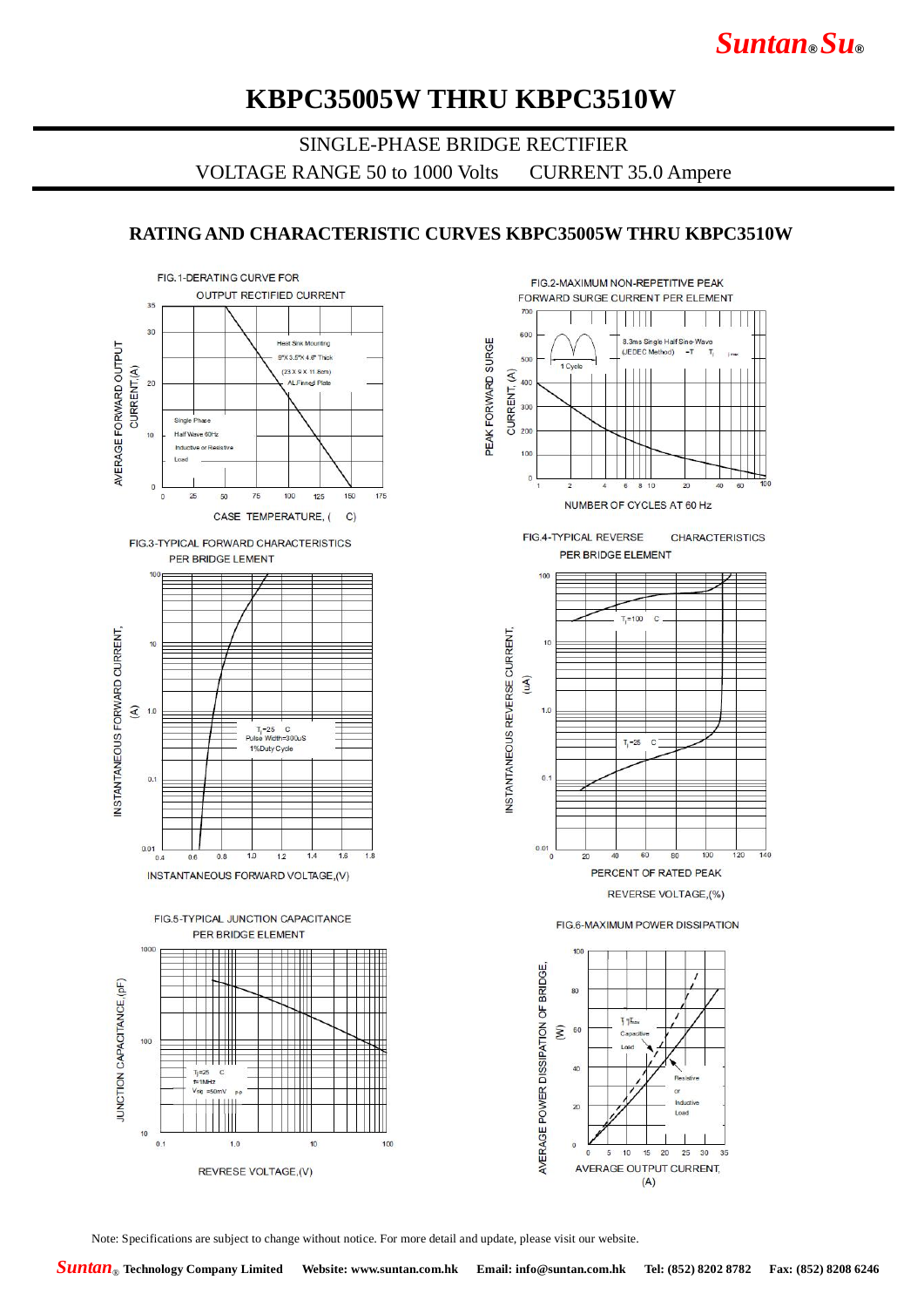# KBPC35005W THRU KBPC3510W

SINGLE-PHASE BRIDGE RECTIFIER

VOLTAGE RANGE 50 to 1000 Volts CURRENT 35.0 Ampere

## RATING AND CHARACTERISTIC CURVES KBPC35005W THRU KBPC3510W

FIG.1-DERATING CURVE FOR OUTPUT RECTIFIED CURRENT

AVERAGE FORWARD OUTPUT CURRENT,(A)

35
30
20
10
0

0 25 50 75 100 125 150 175

CASE TEMPERATURE, ( C)

Heat Sink Mounting
8"X3.5"X 4.6" Thick
(23 X 9 X 11.8cm)
AL.Finned Plate

Single Phase
Half Wave 60Hz
Inductive or Resistive
Load

FIG.2-MAXIMUM NON-REPETITIVE PEAK FORWARD SURGE CURRENT PER ELEMENT

PEAK FORWARD SURGE CURRENT, (A)

700
600
500
400
300
200
100
0

1 2 4 6 8 10 20 40 60 100

NUMBER OF CYCLES AT 60 Hz

8.3ms Single Half Sine-Wave
(JEDEC Method) =T $T_{j\ max}$

1 Cycle

FIG.3-TYPICAL FORWARD CHARACTERISTICS PER BRIDGE LEMENT

INSTANTANEOUS FORWARD CURRENT, (A)

100
10
1.0
0.1
0.01

0.4 0.6 0.8 1.0 1.2 1.4 1.6 1.8

INSTANTANEOUS FORWARD VOLTAGE,(V)

$T_j$=25 C
Pulse Width=300uS
1%Duty Cycle

FIG.4-TYPICAL REVERSE CHARACTERISTICS PER BRIDGE ELEMENT

INSTANTANEOUS REVERSE CURRENT, (uA)

100
10
1.0
0.1
0.01

0 20 40 60 80 100 120 140

PERCENT OF RATED PEAK REVERSE VOLTAGE,(%)

$T_j$=100 C

$T_j$=25 C

FIG.5-TYPICAL JUNCTION CAPACITANCE PER BRIDGE ELEMENT

JUNCTION CAPACITANCE,(pF)

1000
100
10

0.1 1.0 10 100

REVRESE VOLTAGE,(V)

$T_j$=25 C
f=1MHz
$V_{sig}$ =50mV p-p

FIG.6-MAXIMUM POWER DISSIPATION

AVERAGE POWER DISSIPATION OF BRIDGE, (W)

100
80
60
40
20
0

0 5 10 15 20 25 30 35

AVERAGE OUTPUT CURRENT, (A)

$T_j$=$T_{jmax}$
Capacitive
Load

Resistive
or
Inductive
Load

Note: Specifications are subject to change without notice. For more detail and update, please visit our website.